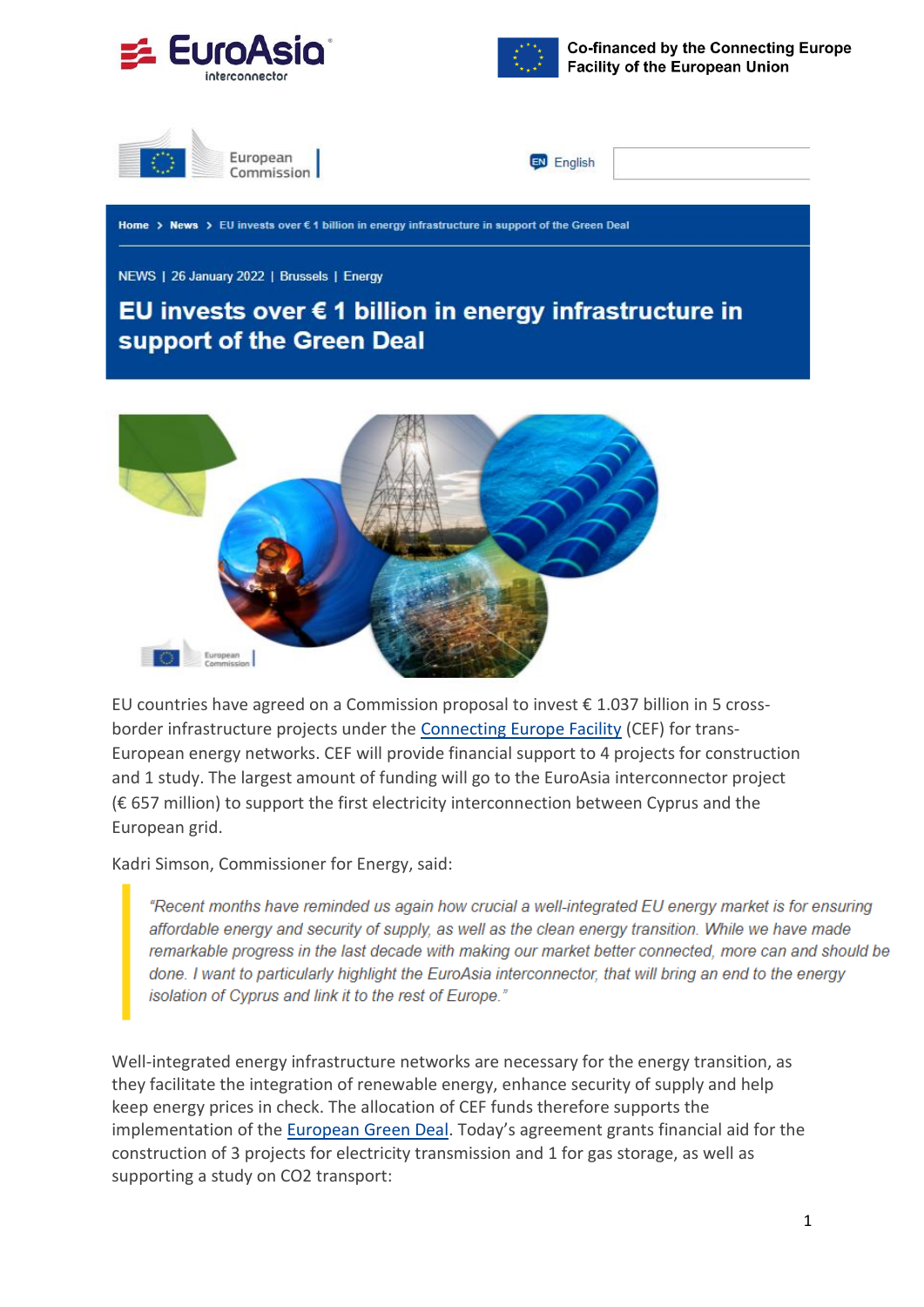Co-financed by the Connecting Europe Facility of the European Union

English

Home > News > EU invests over € 1 billion in energy infrastructure in support of the Green Deal

NEWS | 26 January 2022 | Brussels | Energy

# EU invests over € 1 billion in energy infrastructure in support of the Green Deal

EU countries have agreed on a Commission proposal to invest € 1.037 billion in 5 cross-border infrastructure projects under the [Connecting Europe Facility](#) (CEF) for trans-European energy networks. CEF will provide financial support to 4 projects for construction and 1 study. The largest amount of funding will go to the EuroAsia interconnector project (€ 657 million) to support the first electricity interconnection between Cyprus and the European grid.

Kadri Simson, Commissioner for Energy, said:

> *"Recent months have reminded us again how crucial a well-integrated EU energy market is for ensuring affordable energy and security of supply, as well as the clean energy transition. While we have made remarkable progress in the last decade with making our market better connected, more can and should be done. I want to particularly highlight the EuroAsia interconnector, that will bring an end to the energy isolation of Cyprus and link it to the rest of Europe."*

Well-integrated energy infrastructure networks are necessary for the energy transition, as they facilitate the integration of renewable energy, enhance security of supply and help keep energy prices in check. The allocation of CEF funds therefore supports the implementation of the [European Green Deal](#). Today's agreement grants financial aid for the construction of 3 projects for electricity transmission and 1 for gas storage, as well as supporting a study on $CO_2$ transport: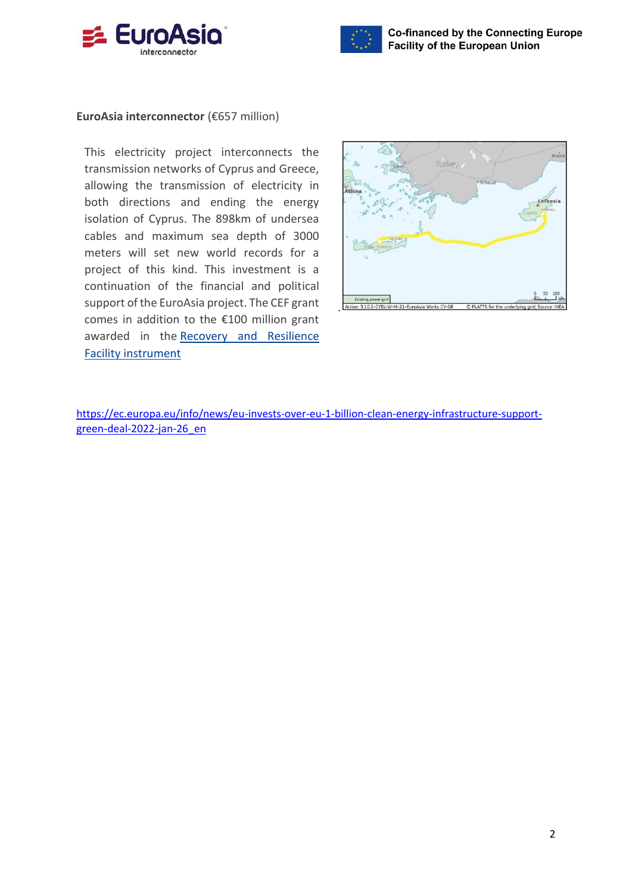**EuroAsia interconnector** (€657 million)

This electricity project interconnects the transmission networks of Cyprus and Greece, allowing the transmission of electricity in both directions and ending the energy isolation of Cyprus. The 898km of undersea cables and maximum sea depth of 3000 meters will set new world records for a project of this kind. This investment is a continuation of the financial and political support of the EuroAsia project. The CEF grant comes in addition to the €100 million grant awarded in the Recovery and Resilience Facility instrument

https://ec.europa.eu/info/news/eu-invests-over-eu-1-billion-clean-energy-infrastructure-support-green-deal-2022-jan-26_en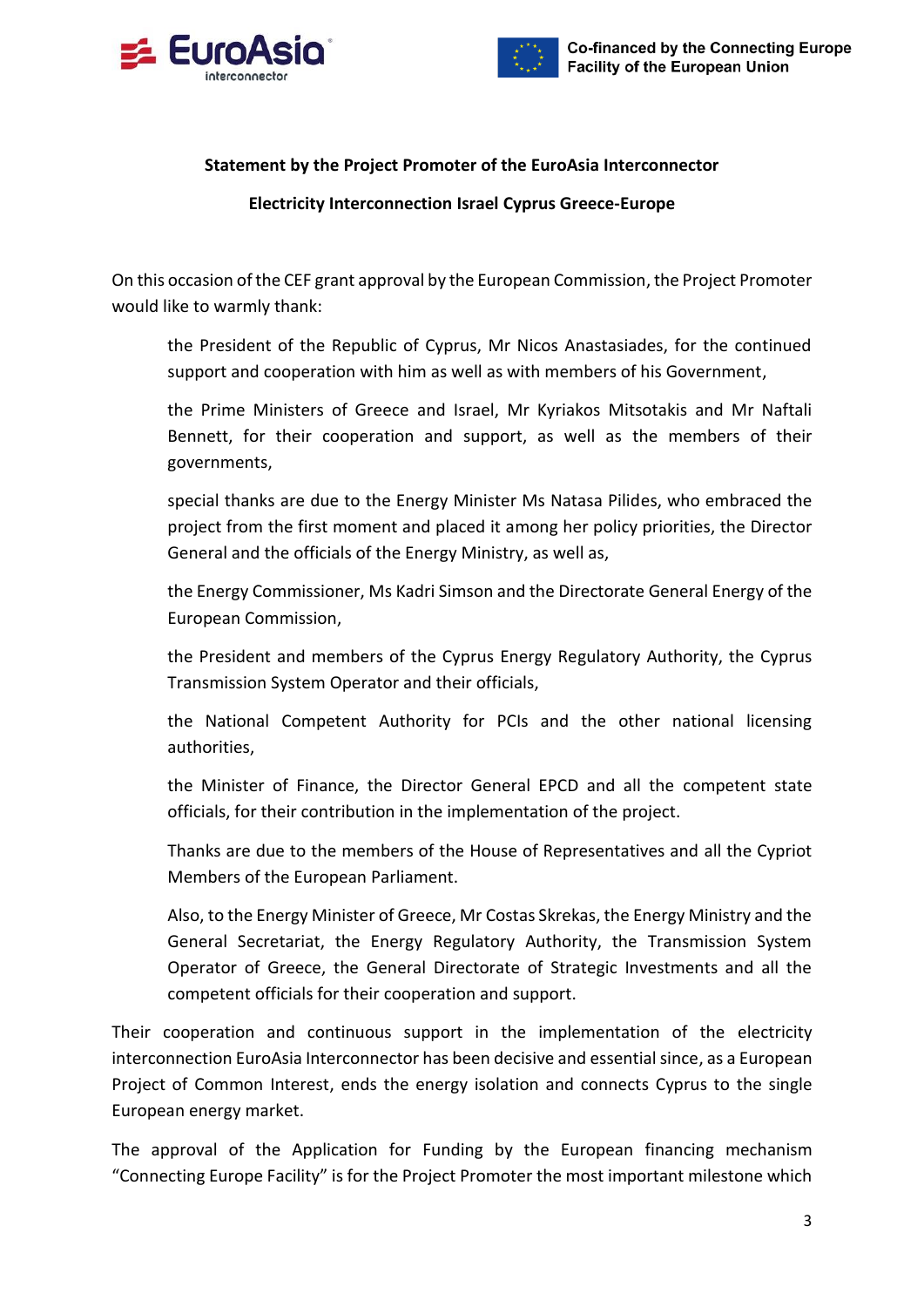**Statement by the Project Promoter of the EuroAsia Interconnector**

**Electricity Interconnection Israel Cyprus Greece-Europe**

On this occasion of the CEF grant approval by the European Commission, the Project Promoter would like to warmly thank:

> the President of the Republic of Cyprus, Mr Nicos Anastasiades, for the continued support and cooperation with him as well as with members of his Government,
>
> the Prime Ministers of Greece and Israel, Mr Kyriakos Mitsotakis and Mr Naftali Bennett, for their cooperation and support, as well as the members of their governments,
>
> special thanks are due to the Energy Minister Ms Natasa Pilides, who embraced the project from the first moment and placed it among her policy priorities, the Director General and the officials of the Energy Ministry, as well as,
>
> the Energy Commissioner, Ms Kadri Simson and the Directorate General Energy of the European Commission,
>
> the President and members of the Cyprus Energy Regulatory Authority, the Cyprus Transmission System Operator and their officials,
>
> the National Competent Authority for PCIs and the other national licensing authorities,
>
> the Minister of Finance, the Director General EPCD and all the competent state officials, for their contribution in the implementation of the project.
>
> Thanks are due to the members of the House of Representatives and all the Cypriot Members of the European Parliament.
>
> Also, to the Energy Minister of Greece, Mr Costas Skrekas, the Energy Ministry and the General Secretariat, the Energy Regulatory Authority, the Transmission System Operator of Greece, the General Directorate of Strategic Investments and all the competent officials for their cooperation and support.

Their cooperation and continuous support in the implementation of the electricity interconnection EuroAsia Interconnector has been decisive and essential since, as a European Project of Common Interest, ends the energy isolation and connects Cyprus to the single European energy market.

The approval of the Application for Funding by the European financing mechanism "Connecting Europe Facility" is for the Project Promoter the most important milestone which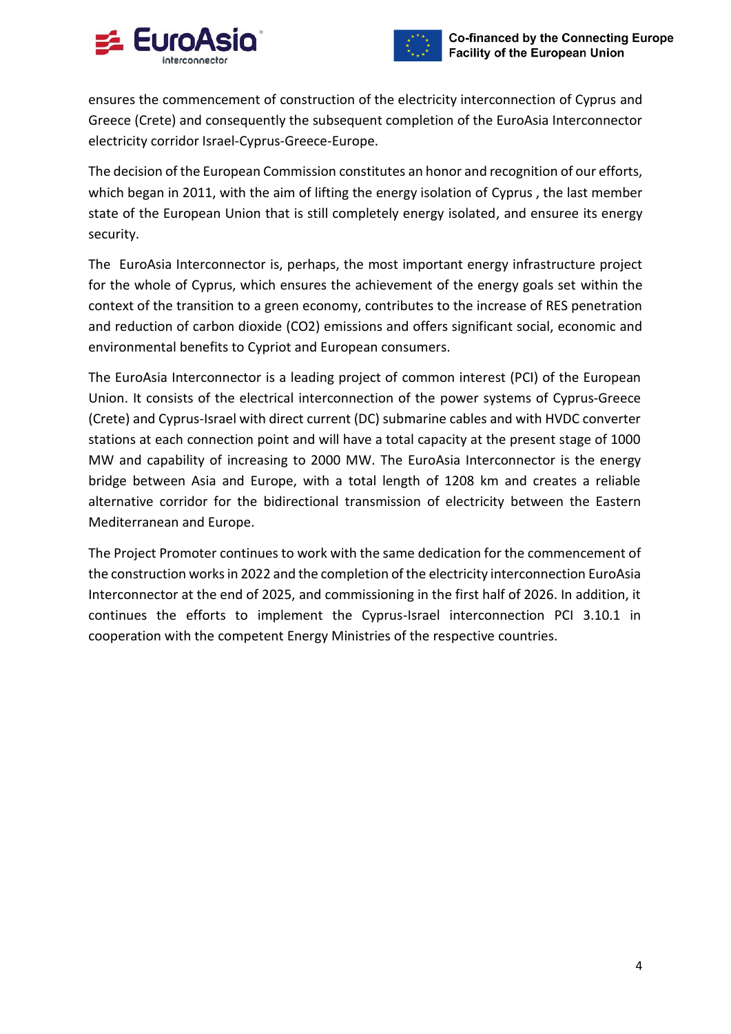ensures the commencement of construction of the electricity interconnection of Cyprus and Greece (Crete) and consequently the subsequent completion of the EuroAsia Interconnector electricity corridor Israel-Cyprus-Greece-Europe.

The decision of the European Commission constitutes an honor and recognition of our efforts, which began in 2011, with the aim of lifting the energy isolation of Cyprus , the last member state of the European Union that is still completely energy isolated, and ensuree its energy security.

The EuroAsia Interconnector is, perhaps, the most important energy infrastructure project for the whole of Cyprus, which ensures the achievement of the energy goals set within the context of the transition to a green economy, contributes to the increase of RES penetration and reduction of carbon dioxide ($CO_2$) emissions and offers significant social, economic and environmental benefits to Cypriot and European consumers.

The EuroAsia Interconnector is a leading project of common interest (PCI) of the European Union. It consists of the electrical interconnection of the power systems of Cyprus-Greece (Crete) and Cyprus-Israel with direct current (DC) submarine cables and with HVDC converter stations at each connection point and will have a total capacity at the present stage of 1000 MW and capability of increasing to 2000 MW. The EuroAsia Interconnector is the energy bridge between Asia and Europe, with a total length of 1208 km and creates a reliable alternative corridor for the bidirectional transmission of electricity between the Eastern Mediterranean and Europe.

The Project Promoter continues to work with the same dedication for the commencement of the construction works in 2022 and the completion of the electricity interconnection EuroAsia Interconnector at the end of 2025, and commissioning in the first half of 2026. In addition, it continues the efforts to implement the Cyprus-Israel interconnection PCI 3.10.1 in cooperation with the competent Energy Ministries of the respective countries.